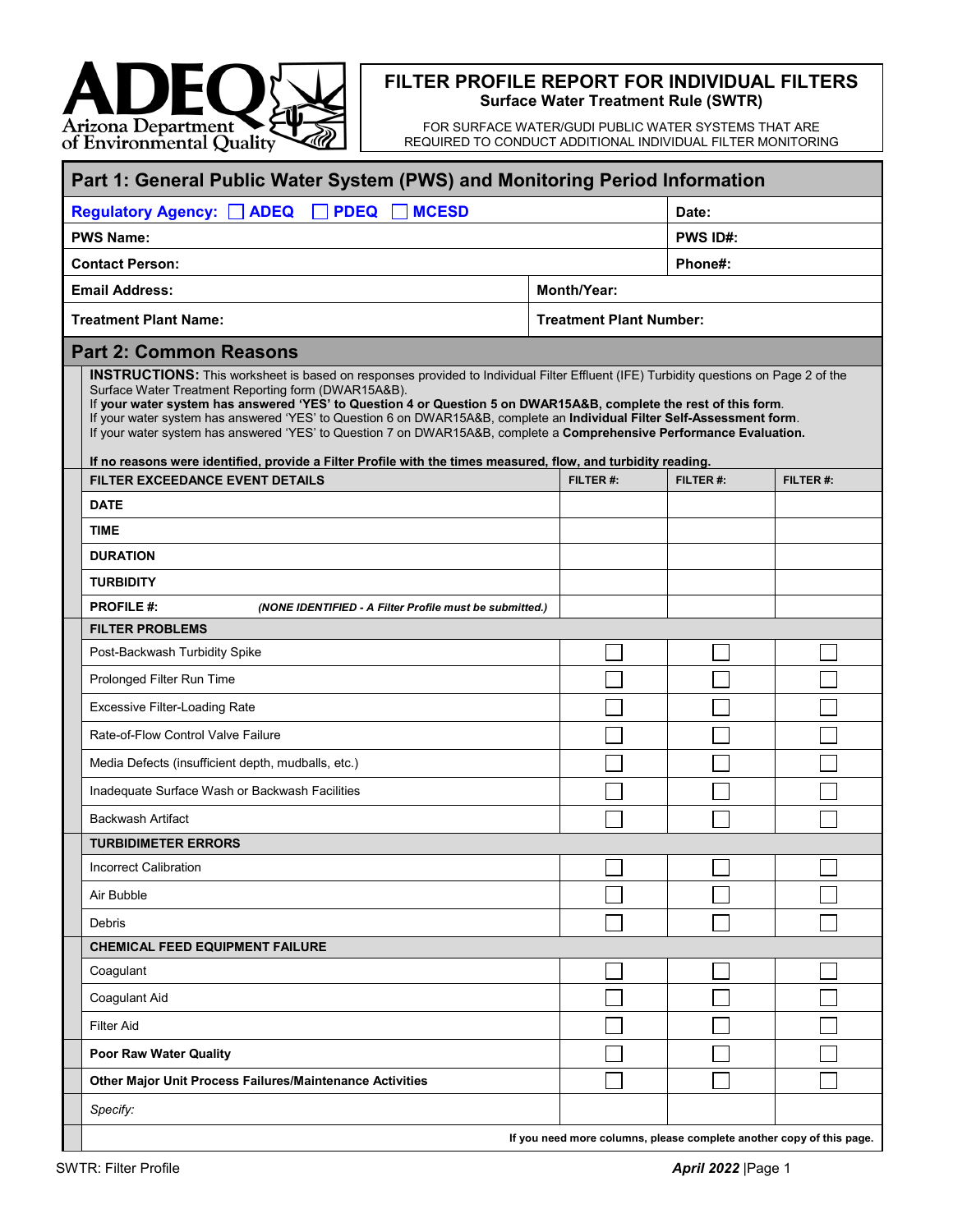# FILTER PROFILE REPORT FOR INDIVIDUAL FILTERS

**Surface Water Treatment Rule (SWTR)**

FOR SURFACE WATER/GUDI PUBLIC WATER SYSTEMS THAT ARE REQUIRED TO CONDUCT ADDITIONAL INDIVIDUAL FILTER MONITORING

## Part 1: General Public Water System (PWS) and Monitoring Period Information

| | |
|---|---|
| **Regulatory Agency:** ☐ **ADEQ** ☐ **PDEQ** ☐ **MCESD** | **Date:** |
| **PWS Name:** | **PWS ID#:** |
| **Contact Person:** | **Phone#:** |
| **Email Address:** | **Month/Year:** |
| **Treatment Plant Name:** | **Treatment Plant Number:** |

## Part 2: Common Reasons

**INSTRUCTIONS:** This worksheet is based on responses provided to Individual Filter Effluent (IFE) Turbidity questions on Page 2 of the Surface Water Treatment Reporting form (DWAR15A&B).
If **your water system has answered 'YES' to Question 4 or Question 5 on DWAR15A&B, complete the rest of this form**.
If your water system has answered 'YES' to Question 6 on DWAR15A&B, complete an **Individual Filter Self-Assessment form**.
If your water system has answered 'YES' to Question 7 on DWAR15A&B, complete a **Comprehensive Performance Evaluation.**

**If no reasons were identified, provide a Filter Profile with the times measured, flow, and turbidity reading.**

| **FILTER EXCEEDANCE EVENT DETAILS** | **FILTER #:** | **FILTER #:** | **FILTER #:** |
|---|---|---|---|
| **DATE** | | | |
| **TIME** | | | |
| **DURATION** | | | |
| **TURBIDITY** | | | |
| **PROFILE #:** ***(NONE IDENTIFIED - A Filter Profile must be submitted.)*** | | | |
| **FILTER PROBLEMS** | | | |
| Post-Backwash Turbidity Spike | ☐ | ☐ | ☐ |
| Prolonged Filter Run Time | ☐ | ☐ | ☐ |
| Excessive Filter-Loading Rate | ☐ | ☐ | ☐ |
| Rate-of-Flow Control Valve Failure | ☐ | ☐ | ☐ |
| Media Defects (insufficient depth, mudballs, etc.) | ☐ | ☐ | ☐ |
| Inadequate Surface Wash or Backwash Facilities | ☐ | ☐ | ☐ |
| Backwash Artifact | ☐ | ☐ | ☐ |
| **TURBIDIMETER ERRORS** | | | |
| Incorrect Calibration | ☐ | ☐ | ☐ |
| Air Bubble | ☐ | ☐ | ☐ |
| Debris | ☐ | ☐ | ☐ |
| **CHEMICAL FEED EQUIPMENT FAILURE** | | | |
| Coagulant | ☐ | ☐ | ☐ |
| Coagulant Aid | ☐ | ☐ | ☐ |
| Filter Aid | ☐ | ☐ | ☐ |
| **Poor Raw Water Quality** | ☐ | ☐ | ☐ |
| **Other Major Unit Process Failures/Maintenance Activities** | ☐ | ☐ | ☐ |
| *Specify:* | | | |

**If you need more columns, please complete another copy of this page.**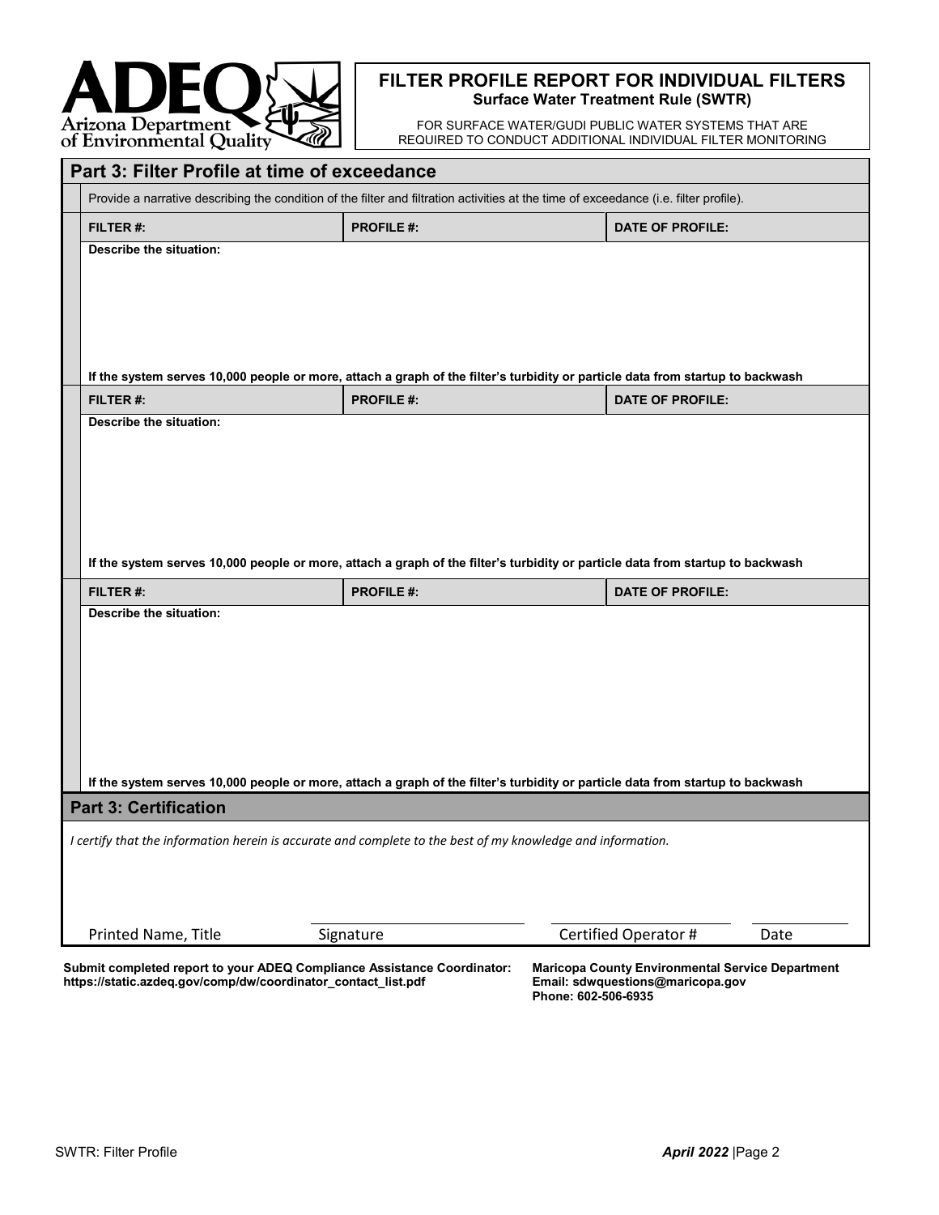# FILTER PROFILE REPORT FOR INDIVIDUAL FILTERS

**Surface Water Treatment Rule (SWTR)**

FOR SURFACE WATER/GUDI PUBLIC WATER SYSTEMS THAT ARE REQUIRED TO CONDUCT ADDITIONAL INDIVIDUAL FILTER MONITORING

## Part 3: Filter Profile at time of exceedance

Provide a narrative describing the condition of the filter and filtration activities at the time of exceedance (i.e. filter profile).

| FILTER #: | PROFILE #: | DATE OF PROFILE: |
|---|---|---|

**Describe the situation:**

**If the system serves 10,000 people or more, attach a graph of the filter's turbidity or particle data from startup to backwash**

| FILTER #: | PROFILE #: | DATE OF PROFILE: |
|---|---|---|

**Describe the situation:**

**If the system serves 10,000 people or more, attach a graph of the filter's turbidity or particle data from startup to backwash**

| FILTER #: | PROFILE #: | DATE OF PROFILE: |
|---|---|---|

**Describe the situation:**

**If the system serves 10,000 people or more, attach a graph of the filter's turbidity or particle data from startup to backwash**

## Part 3: Certification

*I certify that the information herein is accurate and complete to the best of my knowledge and information.*

| Printed Name, Title | Signature | Certified Operator # | Date |
|---|---|---|---|

**Submit completed report to your ADEQ Compliance Assistance Coordinator: https://static.azdeq.gov/comp/dw/coordinator_contact_list.pdf**

**Maricopa County Environmental Service Department**
**Email: sdwquestions@maricopa.gov**
**Phone: 602-506-6935**